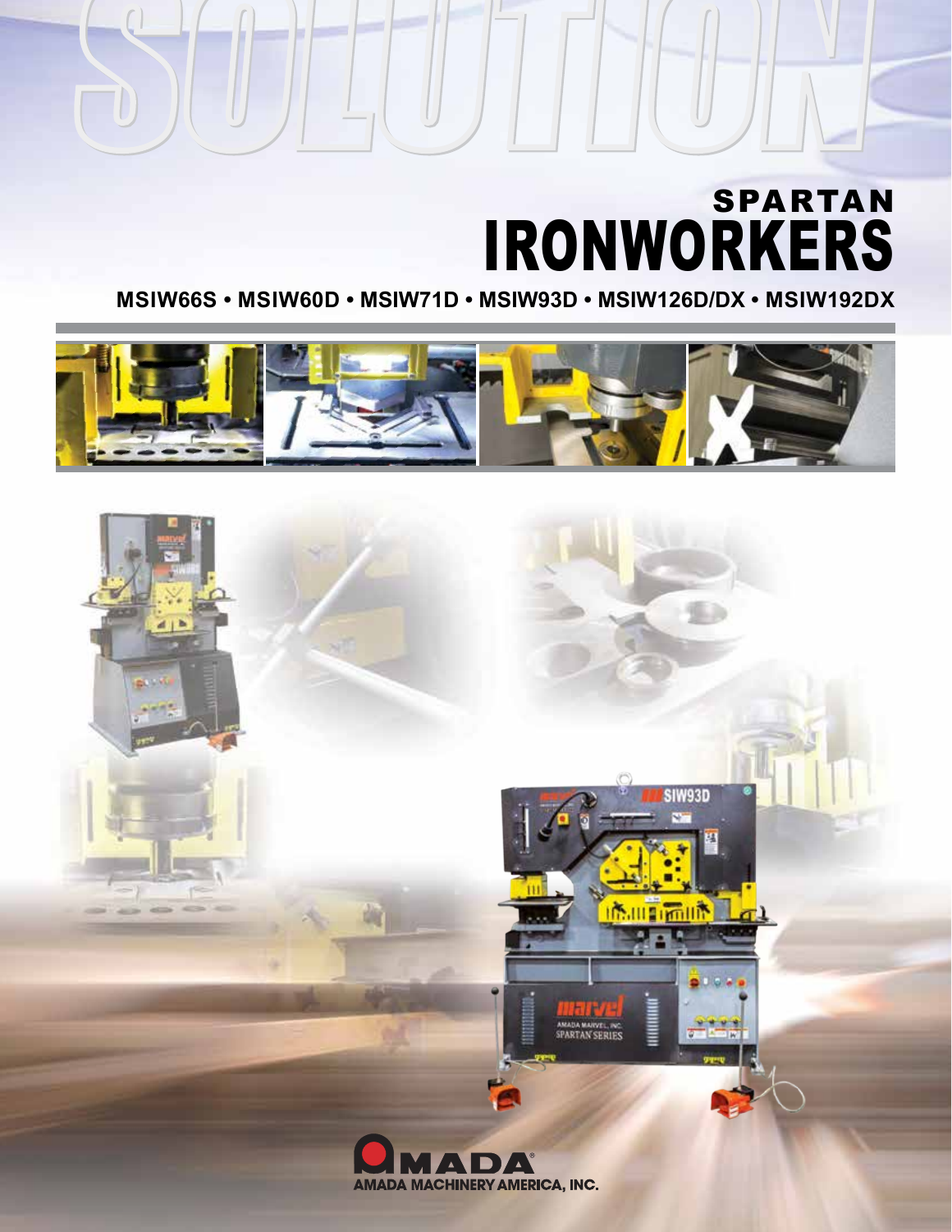# SOLUTION

## SPARTAN IRONWORKERS

**MSIW66S • MSIW60D • MSIW71D • MSIW93D • MSIW126D/DX • MSIW192DX**

AMADA MACHINERY AMERICA, INC.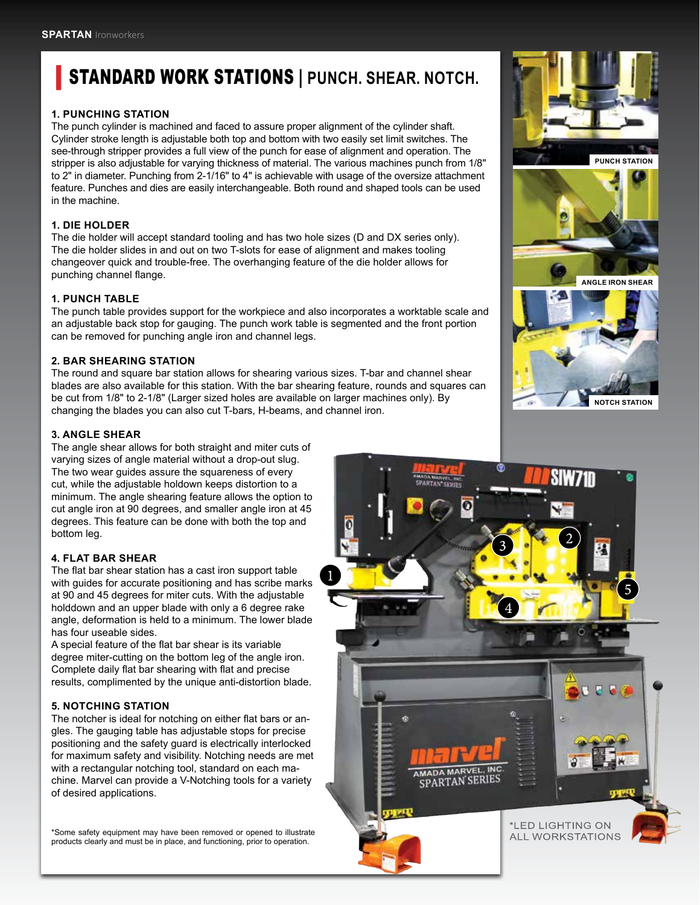# STANDARD WORK STATIONS | PUNCH. SHEAR. NOTCH.

### 1. PUNCHING STATION

The punch cylinder is machined and faced to assure proper alignment of the cylinder shaft. Cylinder stroke length is adjustable both top and bottom with two easily set limit switches. The see-through stripper provides a full view of the punch for ease of alignment and operation. The stripper is also adjustable for varying thickness of material. The various machines punch from 1/8" to 2" in diameter. Punching from 2-1/16" to 4" is achievable with usage of the oversize attachment feature. Punches and dies are easily interchangeable. Both round and shaped tools can be used in the machine.

### 1. DIE HOLDER

The die holder will accept standard tooling and has two hole sizes (D and DX series only). The die holder slides in and out on two T-slots for ease of alignment and makes tooling changeover quick and trouble-free. The overhanging feature of the die holder allows for punching channel flange.

### 1. PUNCH TABLE

The punch table provides support for the workpiece and also incorporates a worktable scale and an adjustable back stop for gauging. The punch work table is segmented and the front portion can be removed for punching angle iron and channel legs.

### 2. BAR SHEARING STATION

The round and square bar station allows for shearing various sizes. T-bar and channel shear blades are also available for this station. With the bar shearing feature, rounds and squares can be cut from 1/8" to 2-1/8" (Larger sized holes are available on larger machines only). By changing the blades you can also cut T-bars, H-beams, and channel iron.

### 3. ANGLE SHEAR

The angle shear allows for both straight and miter cuts of varying sizes of angle material without a drop-out slug. The two wear guides assure the squareness of every cut, while the adjustable holdown keeps distortion to a minimum. The angle shearing feature allows the option to cut angle iron at 90 degrees, and smaller angle iron at 45 degrees. This feature can be done with both the top and bottom leg.

### 4. FLAT BAR SHEAR

The flat bar shear station has a cast iron support table with guides for accurate positioning and has scribe marks at 90 and 45 degrees for miter cuts. With the adjustable holddown and an upper blade with only a 6 degree rake angle, deformation is held to a minimum. The lower blade has four useable sides.

A special feature of the flat bar shear is its variable degree miter-cutting on the bottom leg of the angle iron. Complete daily flat bar shearing with flat and precise results, complimented by the unique anti-distortion blade.

### 5. NOTCHING STATION

The notcher is ideal for notching on either flat bars or angles. The gauging table has adjustable stops for precise positioning and the safety guard is electrically interlocked for maximum safety and visibility. Notching needs are met with a rectangular notching tool, standard on each machine. Marvel can provide a V-Notching tools for a variety of desired applications.

*Some safety equipment may have been removed or opened to illustrate products clearly and must be in place, and functioning, prior to operation.

PUNCH STATION

ANGLE IRON SHEAR

NOTCH STATION

*LED LIGHTING ON ALL WORKSTATIONS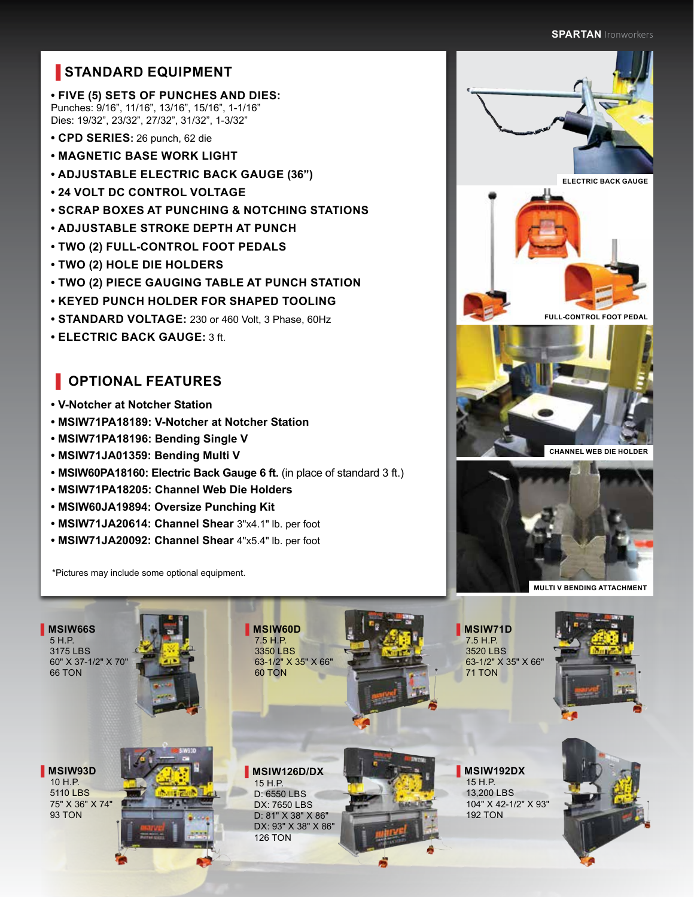## STANDARD EQUIPMENT

- **FIVE (5) SETS OF PUNCHES AND DIES:**
  Punches: 9/16", 11/16", 13/16", 15/16", 1-1/16"
  Dies: 19/32", 23/32", 27/32", 31/32", 1-3/32"
- **CPD SERIES:** 26 punch, 62 die
- **MAGNETIC BASE WORK LIGHT**
- **ADJUSTABLE ELECTRIC BACK GAUGE (36")**
- **24 VOLT DC CONTROL VOLTAGE**
- **SCRAP BOXES AT PUNCHING & NOTCHING STATIONS**
- **ADJUSTABLE STROKE DEPTH AT PUNCH**
- **TWO (2) FULL-CONTROL FOOT PEDALS**
- **TWO (2) HOLE DIE HOLDERS**
- **TWO (2) PIECE GAUGING TABLE AT PUNCH STATION**
- **KEYED PUNCH HOLDER FOR SHAPED TOOLING**
- **STANDARD VOLTAGE:** 230 or 460 Volt, 3 Phase, 60Hz
- **ELECTRIC BACK GAUGE:** 3 ft.

## OPTIONAL FEATURES

- **V-Notcher at Notcher Station**
- **MSIW71PA18189: V-Notcher at Notcher Station**
- **MSIW71PA18196: Bending Single V**
- **MSIW71JA01359: Bending Multi V**
- **MSIW60PA18160: Electric Back Gauge 6 ft.** (in place of standard 3 ft.)
- **MSIW71PA18205: Channel Web Die Holders**
- **MSIW60JA19894: Oversize Punching Kit**
- **MSIW71JA20614: Channel Shear** 3"x4.1" lb. per foot
- **MSIW71JA20092: Channel Shear** 4"x5.4" lb. per foot

*Pictures may include some optional equipment.

ELECTRIC BACK GAUGE

FULL-CONTROL FOOT PEDAL

CHANNEL WEB DIE HOLDER

MULTI V BENDING ATTACHMENT

**MSIW66S**
5 H.P.
3175 LBS
60" X 37-1/2" X 70"
66 TON

**MSIW60D**
7.5 H.P.
3350 LBS
63-1/2" X 35" X 66"
60 TON

**MSIW71D**
7.5 H.P.
3520 LBS
63-1/2" X 35" X 66"
71 TON

**MSIW93D**
10 H.P.
5110 LBS
75" X 36" X 74"
93 TON

**MSIW126D/DX**
15 H.P.
D: 6550 LBS
DX: 7650 LBS
D: 81" X 38" X 86"
DX: 93" X 38" X 86"
126 TON

**MSIW192DX**
15 H.P.
13,200 LBS
104" X 42-1/2" X 93"
192 TON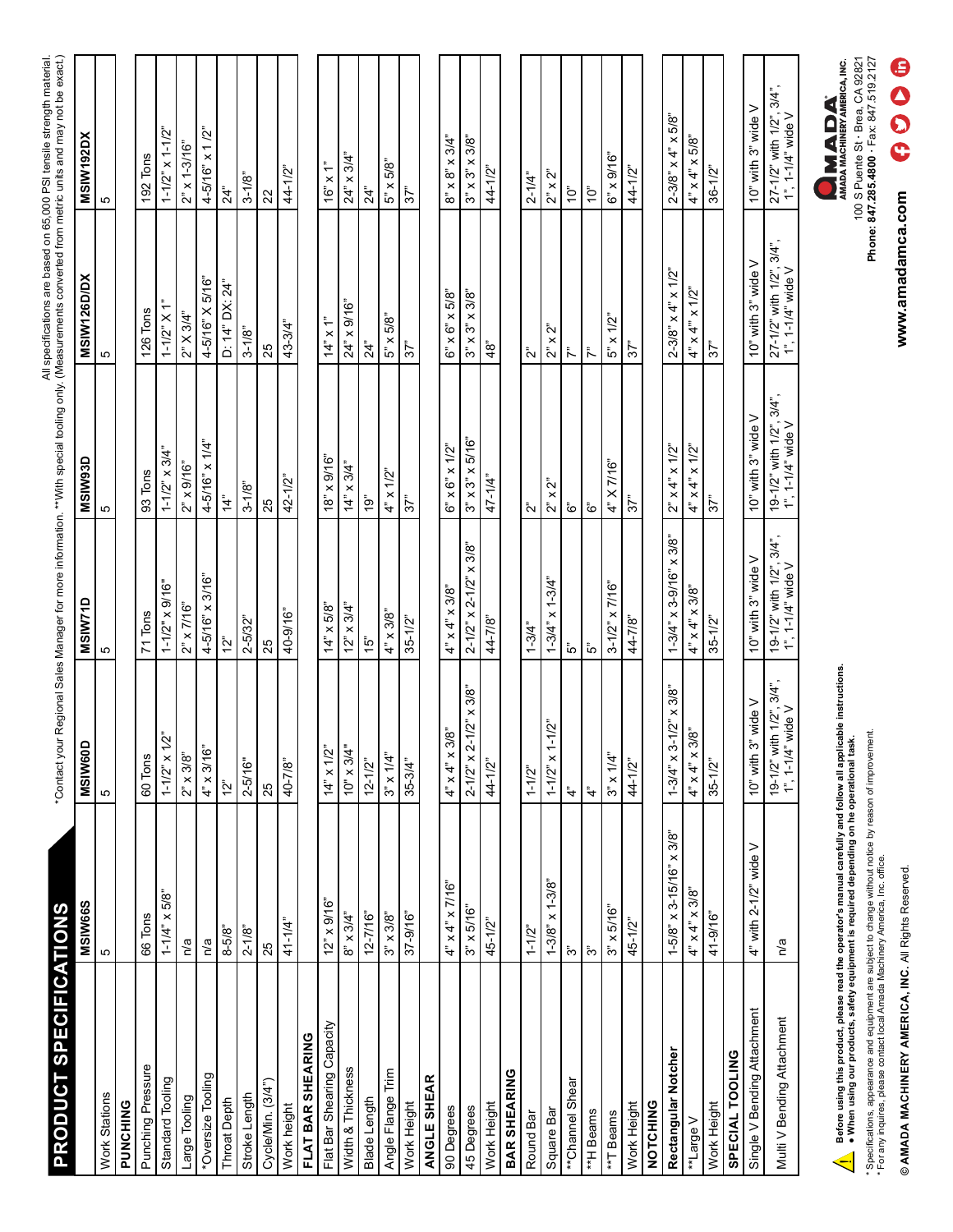## PRODUCT SPECIFICATIONS

*Contact your Regional Sales Manager for more information. **With special tooling only. All specifications are based on 65,000 PSI tensile strength material. (Measurements converted from metric units and may not be exact.)

| | MSIW66S | MSIW60D | MSIW71D | MSIW93D | MSIW126D/DX | MSIW192DX |
|---|---|---|---|---|---|---|
| Work Stations | 5 | 5 | 5 | 5 | 5 | 5 |
| **PUNCHING** | | | | | | |
| Punching Pressure | 66 Tons | 60 Tons | 71 Tons | 93 Tons | 126 Tons | 192 Tons |
| Standard Tooling | 1-1/4" x 5/8" | 1-1/2" x 1/2" | 1-1/2" x 9/16" | 1-1/2" x 3/4" | 1-1/2" X 1" | 1-1/2" x 1-1/2" |
| Large Tooling | n/a | 2" x 3/8" | 2" x 7/16" | 2" x 9/16" | 2" X 3/4" | 2" x 1-3/16" |
| *Oversize Tooling | n/a | 4" x 3/16" | 4-5/16" x 3/16" | 4-5/16" x 1/4" | 4-5/16" X 5/16" | 4-5/16" x 1 /2" |
| Throat Depth | 8-5/8" | 12" | 12" | 14" | D: 14" DX: 24" | 24" |
| Stroke Length | 2-1/8" | 2-5/16" | 2-5/32" | 3-1/8" | 3-1/8" | 3-1/8" |
| Cycle/Min. (3/4") | 25 | 25 | 25 | 25 | 25 | 22 |
| Work height | 41-1/4" | 40-7/8" | 40-9/16" | 42-1/2" | 43-3/4" | 44-1/2" |
| **FLAT BAR SHEARING** | | | | | | |
| Flat Bar Shearing Capacity | 12" x 9/16" | 14" x 1/2" | 14" x 5/8" | 18" x 9/16" | 14" x 1" | 16" x 1" |
| Width & Thickness | 8" x 3/4" | 10" x 3/4" | 12" x 3/4" | 14" x 3/4" | 24" x 9/16" | 24" x 3/4" |
| Blade Length | 12-7/16" | 12-1/2" | 15" | 19" | 24" | 24" |
| Angle Flange Trim | 3" x 3/8" | 3" x 1/4" | 4" x 3/8" | 4" x 1/2" | 5" x 5/8" | 5" x 5/8" |
| Work Height | 37-9/16" | 35-3/4" | 35-1/2" | 37" | 37" | 37" |
| **ANGLE SHEAR** | | | | | | |
| 90 Degrees | 4" x 4" x 7/16" | 4" x 4" x 3/8" | 4" x 4" x 3/8" | 6" x 6" x 1/2" | 6" x 6" x 5/8" | 8" x 8" x 3/4" |
| 45 Degrees | 3" x 5/16" | 2-1/2" x 2-1/2" x 3/8" | 2-1/2" x 2-1/2" x 3/8" | 3" x 3" x 5/16" | 3" x 3" x 3/8" | 3" x 3" x 3/8" |
| Work Height | 45-1/2" | 44-1/2" | 44-7/8" | 47-1/4" | 48" | 44-1/2" |
| **BAR SHEARING** | | | | | | |
| Round Bar | 1-1/2" | 1-1/2" | 1-3/4" | 2" | 2" | 2-1/4" |
| Square Bar | 1-3/8" x 1-3/8" | 1-1/2" x 1-1/2" | 1-3/4" x 1-3/4" | 2" x 2" | 2" x 2" | 2" x 2" |
| **Channel Shear | 3" | 4" | 5" | 6" | 7" | 10" |
| **H Beams | 3" | 4" | 5" | 6" | 7" | 10" |
| **T Beams | 3" x 5/16" | 3" x 1/4" | 3-1/2" x 7/16" | 4" X 7/16" | 5" x 1/2" | 6" x 9/16" |
| Work Height | 45-1/2" | 44-1/2" | 44-7/8" | 37" | 37" | 44-1/2" |
| **NOTCHING** | | | | | | |
| Rectangular Notcher | 1-5/8" x 3-15/16" x 3/8" | 1-3/4" x 3-1/2" x 3/8" | 1-3/4" x 3-9/16" x 3/8" | 2" x 4" x 1/2" | 2-3/8" x 4" x 1/2" | 2-3/8" x 4" x 5/8" |
| **Large V | 4" x 4" x 3/8" | 4" x 4" x 3/8" | 4" x 4" x 3/8" | 4" x 4" x 1/2" | 4" x 4" x 1/2" | 4" x 4" x 5/8" |
| Work Height | 41-9/16" | 35-1/2" | 35-1/2" | 37" | 37" | 36-1/2" |
| **SPECIAL TOOLING** | | | | | | |
| Single V Bending Attachment | 4" with 2-1/2" wide V | 10" with 3" wide V | 10" with 3" wide V | 10" with 3" wide V | 10" with 3" wide V | 10" with 3" wide V |
| Multi V Bending Attachment | n/a | 19-1/2" with 1/2", 3/4", 1", 1-1/4" wide V | 19-1/2" with 1/2", 3/4", 1", 1-1/4" wide V | 19-1/2" with 1/2", 3/4", 1", 1-1/4" wide V | 27-1/2" with 1/2", 3/4", 1", 1-1/4" wide V | 27-1/2" with 1/2", 3/4", 1", 1-1/4" wide V |

**Before using this product, please read the operator's manual carefully and follow all applicable instructions.**
**• When using our products, safety equipment is required depending on he operational task.**

* Specifications, appearance and equipment are subject to change without notice by reason of improvement.
* For any inquires, please contact local Amada Machinery America, Inc. office.

© **AMADA MACHINERY AMERICA, INC.** All Rights Reserved.

**AMADA**
**AMADA MACHINERY AMERICA, INC.**
100 S Puente St · Brea, CA 92821
**Phone: 847.285.4800** · Fax: 847.519.2127

**www.amadamca.com**